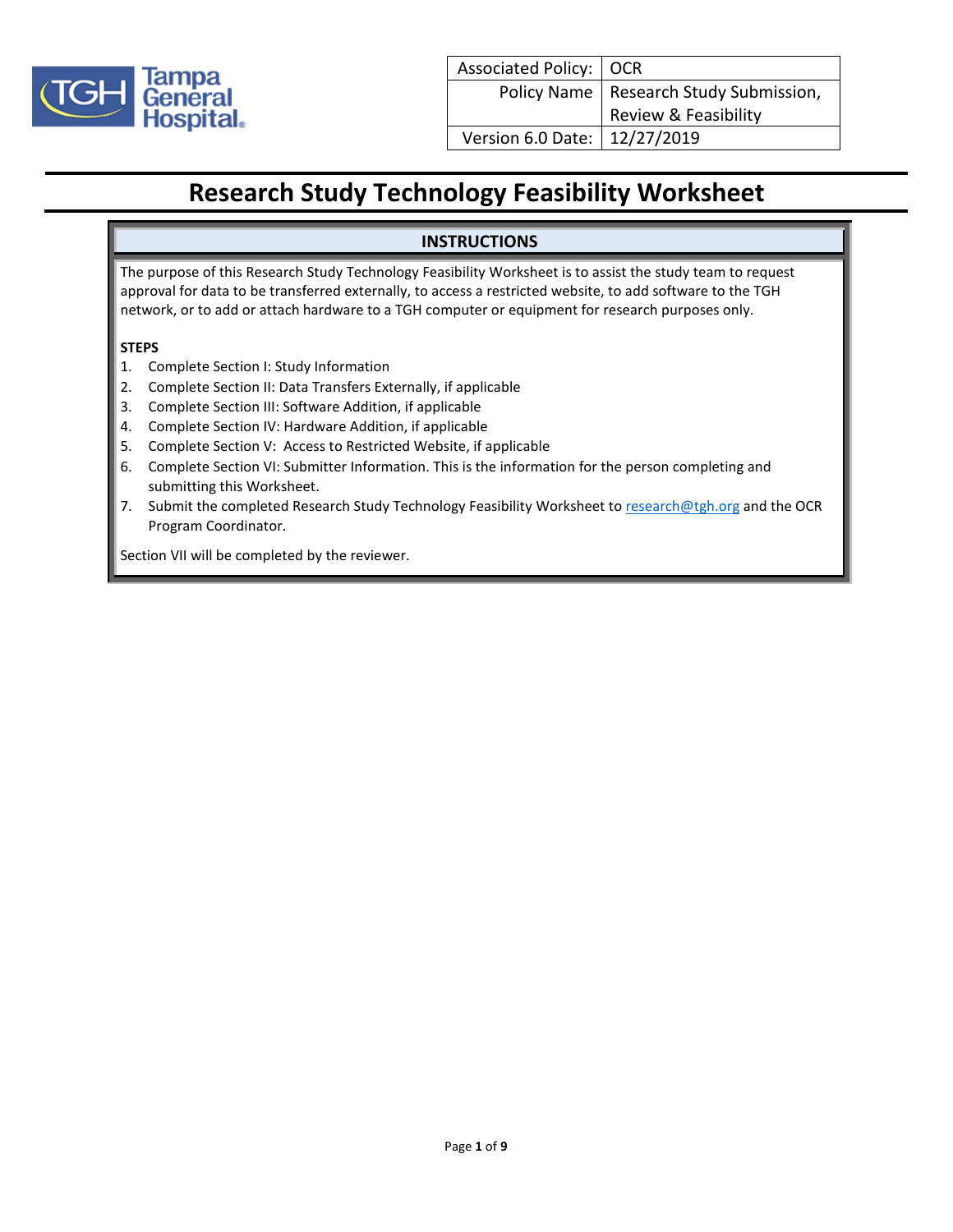| Associated Policy: | OCR |
|---|---|
| Policy Name | Research Study Submission, Review & Feasibility |
| Version 6.0 Date: | 12/27/2019 |

# Research Study Technology Feasibility Worksheet

## INSTRUCTIONS

The purpose of this Research Study Technology Feasibility Worksheet is to assist the study team to request approval for data to be transferred externally, to access a restricted website, to add software to the TGH network, or to add or attach hardware to a TGH computer or equipment for research purposes only.

**STEPS**

1. Complete Section I: Study Information
2. Complete Section II: Data Transfers Externally, if applicable
3. Complete Section III: Software Addition, if applicable
4. Complete Section IV: Hardware Addition, if applicable
5. Complete Section V: Access to Restricted Website, if applicable
6. Complete Section VI: Submitter Information. This is the information for the person completing and submitting this Worksheet.
7. Submit the completed Research Study Technology Feasibility Worksheet to research@tgh.org and the OCR Program Coordinator.

Section VII will be completed by the reviewer.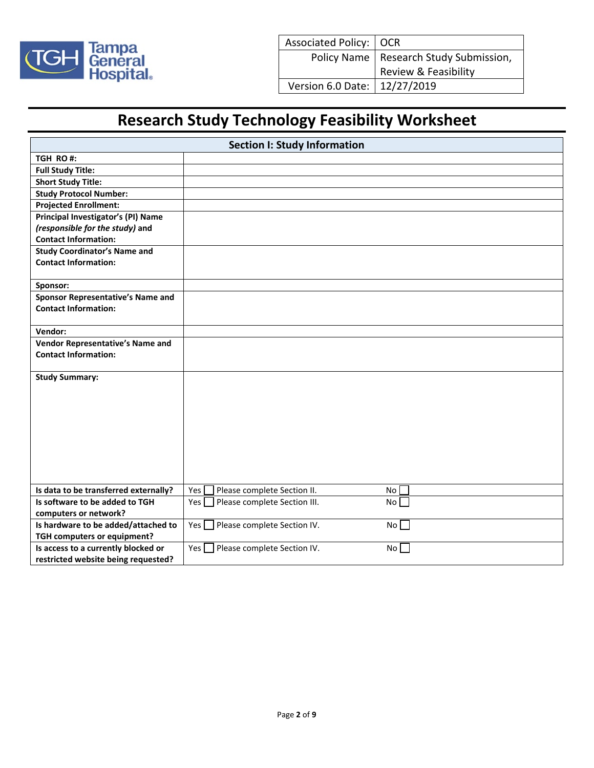| Associated Policy: | OCR |
|---|---|
| Policy Name | Research Study Submission, Review & Feasibility |
| Version 6.0 Date: | 12/27/2019 |

# Research Study Technology Feasibility Worksheet

| Section I: Study Information | | |
|---|---|---|
| **TGH RO #:** | | |
| **Full Study Title:** | | |
| **Short Study Title:** | | |
| **Study Protocol Number:** | | |
| **Projected Enrollment:** | | |
| **Principal Investigator's (PI) Name *(responsible for the study)* and Contact Information:** | | |
| **Study Coordinator's Name and Contact Information:** | | |
| **Sponsor:** | | |
| **Sponsor Representative's Name and Contact Information:** | | |
| **Vendor:** | | |
| **Vendor Representative's Name and Contact Information:** | | |
| **Study Summary:** | | |
| **Is data to be transferred externally?** | Yes ☐ Please complete Section II. | No ☐ |
| **Is software to be added to TGH computers or network?** | Yes ☐ Please complete Section III. | No ☐ |
| **Is hardware to be added/attached to TGH computers or equipment?** | Yes ☐ Please complete Section IV. | No ☐ |
| **Is access to a currently blocked or restricted website being requested?** | Yes ☐ Please complete Section IV. | No ☐ |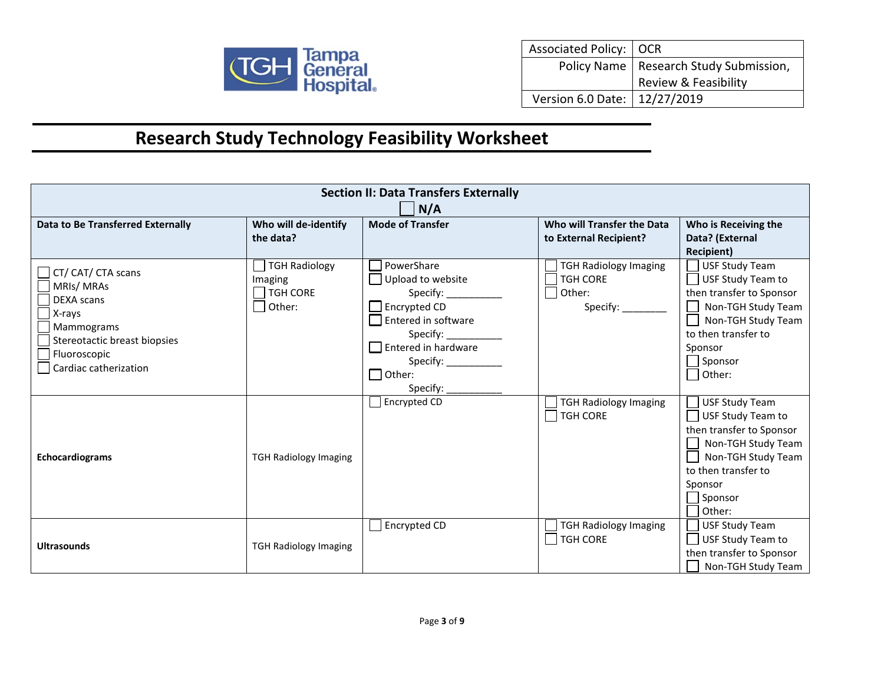| Associated Policy: | OCR |
|---|---|
| Policy Name | Research Study Submission, Review & Feasibility |
| Version 6.0 Date: | 12/27/2019 |

# Research Study Technology Feasibility Worksheet

| Section II: Data Transfers Externally ☐ N/A | | | | |
|---|---|---|---|---|
| **Data to Be Transferred Externally** | **Who will de-identify the data?** | **Mode of Transfer** | **Who will Transfer the Data to External Recipient?** | **Who is Receiving the Data? (External Recipient)** |
| ☐ CT/ CAT/ CTA scans<br>☐ MRIs/ MRAs<br>☐ DEXA scans<br>☐ X-rays<br>☐ Mammograms<br>☐ Stereotactic breast biopsies<br>☐ Fluoroscopic<br>☐ Cardiac catherization | ☐ TGH Radiology Imaging<br>☐ TGH CORE<br>☐ Other: | ☐ PowerShare<br>☐ Upload to website<br>Specify: __________<br>☐ Encrypted CD<br>☐ Entered in software<br>Specify: __________<br>☐ Entered in hardware<br>Specify: __________<br>☐ Other:<br>Specify: __________ | ☐ TGH Radiology Imaging<br>☐ TGH CORE<br>☐ Other:<br>Specify: ________ | ☐ USF Study Team<br>☐ USF Study Team to then transfer to Sponsor<br>☐ Non-TGH Study Team<br>☐ Non-TGH Study Team to then transfer to Sponsor<br>☐ Sponsor<br>☐ Other: |
| **Echocardiograms** | TGH Radiology Imaging | ☐ Encrypted CD | ☐ TGH Radiology Imaging<br>☐ TGH CORE | ☐ USF Study Team<br>☐ USF Study Team to then transfer to Sponsor<br>☐ Non-TGH Study Team<br>☐ Non-TGH Study Team to then transfer to Sponsor<br>☐ Sponsor<br>☐ Other: |
| **Ultrasounds** | TGH Radiology Imaging | ☐ Encrypted CD | ☐ TGH Radiology Imaging<br>☐ TGH CORE | ☐ USF Study Team<br>☐ USF Study Team to then transfer to Sponsor<br>☐ Non-TGH Study Team |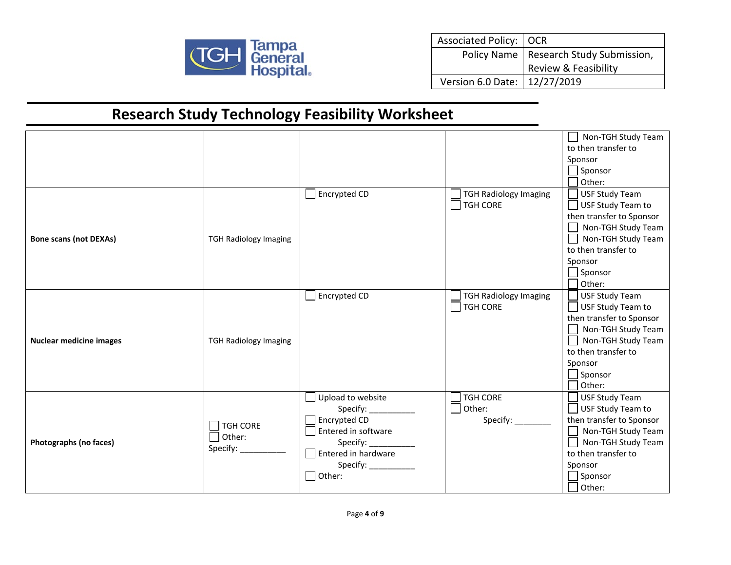| Associated Policy: | OCR |
|---|---|
| Policy Name | Research Study Submission, Review & Feasibility |
| Version 6.0 Date: | 12/27/2019 |

# Research Study Technology Feasibility Worksheet

| | | | | |
|---|---|---|---|---|
| | | | | ☐ Non-TGH Study Team to then transfer to Sponsor<br>☐ Sponsor<br>☐ Other: |
| **Bone scans (not DEXAs)** | TGH Radiology Imaging | ☐ Encrypted CD | ☐ TGH Radiology Imaging<br>☐ TGH CORE | ☐ USF Study Team<br>☐ USF Study Team to then transfer to Sponsor<br>☐ Non-TGH Study Team<br>☐ Non-TGH Study Team to then transfer to Sponsor<br>☐ Sponsor<br>☐ Other: |
| **Nuclear medicine images** | TGH Radiology Imaging | ☐ Encrypted CD | ☐ TGH Radiology Imaging<br>☐ TGH CORE | ☐ USF Study Team<br>☐ USF Study Team to then transfer to Sponsor<br>☐ Non-TGH Study Team<br>☐ Non-TGH Study Team to then transfer to Sponsor<br>☐ Sponsor<br>☐ Other: |
| **Photographs (no faces)** | ☐ TGH CORE<br>☐ Other:<br>Specify: __________ | ☐ Upload to website<br>Specify: __________<br>☐ Encrypted CD<br>☐ Entered in software<br>Specify: __________<br>☐ Entered in hardware<br>Specify: __________<br>☐ Other: | ☐ TGH CORE<br>☐ Other:<br>Specify: ________ | ☐ USF Study Team<br>☐ USF Study Team to then transfer to Sponsor<br>☐ Non-TGH Study Team<br>☐ Non-TGH Study Team to then transfer to Sponsor<br>☐ Sponsor<br>☐ Other: |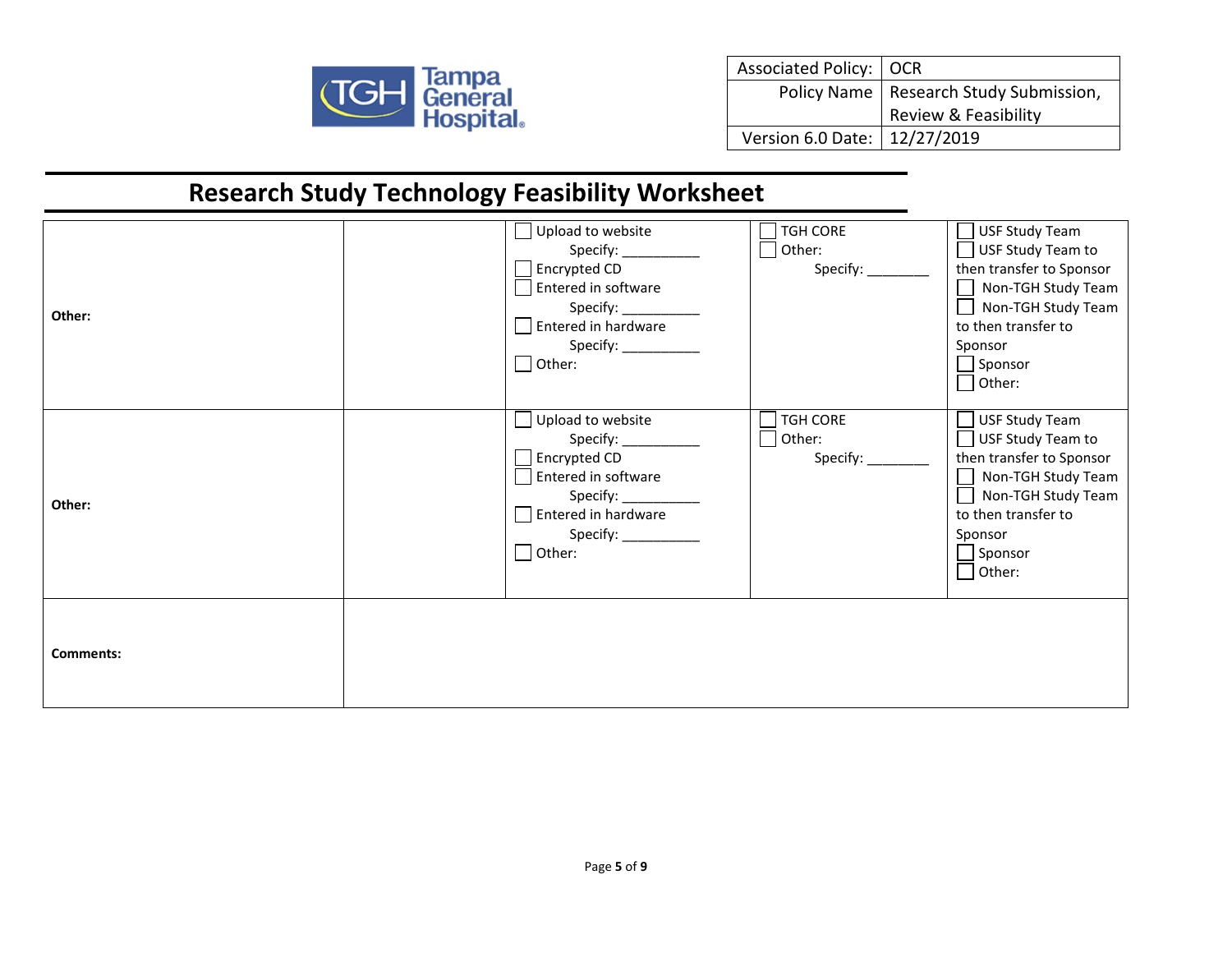| Associated Policy: | OCR |
|---|---|
| Policy Name | Research Study Submission, Review & Feasibility |
| Version 6.0 Date: | 12/27/2019 |

# Research Study Technology Feasibility Worksheet

| | | | | |
|---|---|---|---|---|
| **Other:** | | ☐ Upload to website<br>Specify: __________<br>☐ Encrypted CD<br>☐ Entered in software<br>Specify: __________<br>☐ Entered in hardware<br>Specify: __________<br>☐ Other: | ☐ TGH CORE<br>☐ Other:<br>Specify: ________ | ☐ USF Study Team<br>☐ USF Study Team to then transfer to Sponsor<br>☐ Non-TGH Study Team<br>☐ Non-TGH Study Team to then transfer to Sponsor<br>☐ Sponsor<br>☐ Other: |
| **Other:** | | ☐ Upload to website<br>Specify: __________<br>☐ Encrypted CD<br>☐ Entered in software<br>Specify: __________<br>☐ Entered in hardware<br>Specify: __________<br>☐ Other: | ☐ TGH CORE<br>☐ Other:<br>Specify: ________ | ☐ USF Study Team<br>☐ USF Study Team to then transfer to Sponsor<br>☐ Non-TGH Study Team<br>☐ Non-TGH Study Team to then transfer to Sponsor<br>☐ Sponsor<br>☐ Other: |
| **Comments:** | | | | |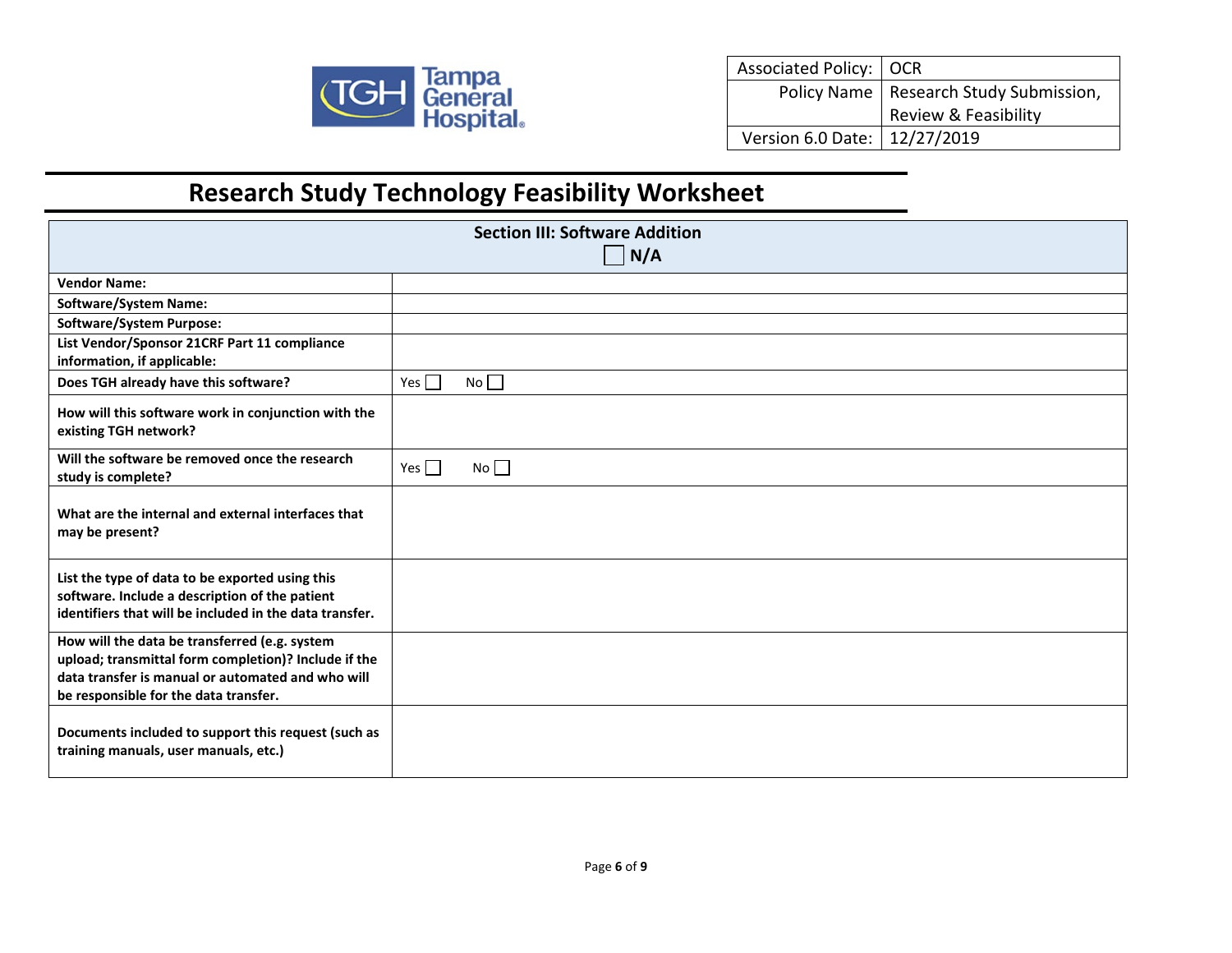| Associated Policy: | OCR |
|---|---|
| Policy Name | Research Study Submission, Review & Feasibility |
| Version 6.0 Date: | 12/27/2019 |

# Research Study Technology Feasibility Worksheet

| Section III: Software Addition ☐ N/A | |
|---|---|
| **Vendor Name:** | |
| **Software/System Name:** | |
| **Software/System Purpose:** | |
| **List Vendor/Sponsor 21CRF Part 11 compliance information, if applicable:** | |
| **Does TGH already have this software?** | Yes ☐ No ☐ |
| **How will this software work in conjunction with the existing TGH network?** | |
| **Will the software be removed once the research study is complete?** | Yes ☐ No ☐ |
| **What are the internal and external interfaces that may be present?** | |
| **List the type of data to be exported using this software. Include a description of the patient identifiers that will be included in the data transfer.** | |
| **How will the data be transferred (e.g. system upload; transmittal form completion)? Include if the data transfer is manual or automated and who will be responsible for the data transfer.** | |
| **Documents included to support this request (such as training manuals, user manuals, etc.)** | |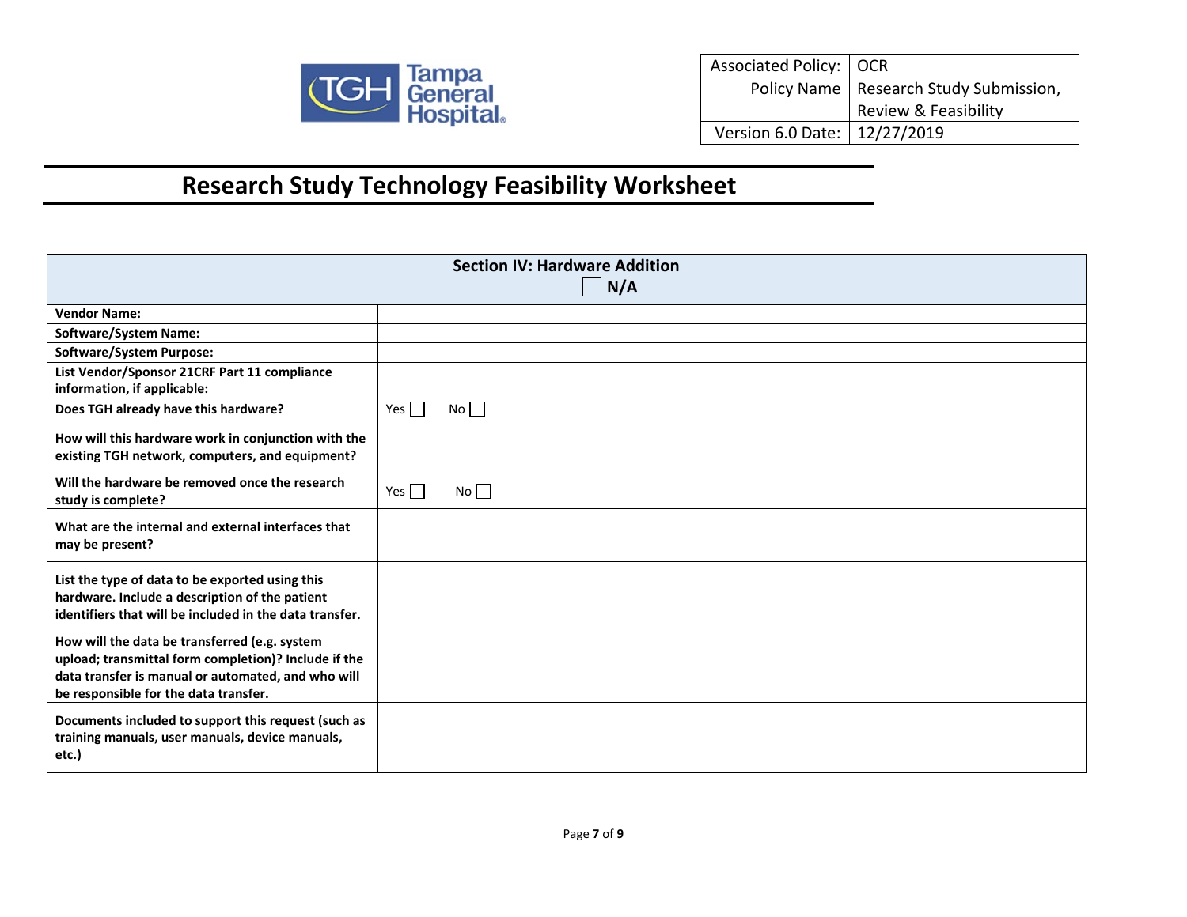Tampa General Hospital

| Associated Policy: | OCR |
|---|---|
| Policy Name | Research Study Submission, Review & Feasibility |
| Version 6.0 Date: | 12/27/2019 |

# Research Study Technology Feasibility Worksheet

| **Section IV: Hardware Addition** ☐ **N/A** | |
|---|---|
| **Vendor Name:** | |
| **Software/System Name:** | |
| **Software/System Purpose:** | |
| **List Vendor/Sponsor 21CRF Part 11 compliance information, if applicable:** | |
| **Does TGH already have this hardware?** | Yes ☐ No ☐ |
| **How will this hardware work in conjunction with the existing TGH network, computers, and equipment?** | |
| **Will the hardware be removed once the research study is complete?** | Yes ☐ No ☐ |
| **What are the internal and external interfaces that may be present?** | |
| **List the type of data to be exported using this hardware. Include a description of the patient identifiers that will be included in the data transfer.** | |
| **How will the data be transferred (e.g. system upload; transmittal form completion)? Include if the data transfer is manual or automated, and who will be responsible for the data transfer.** | |
| **Documents included to support this request (such as training manuals, user manuals, device manuals, etc.)** | |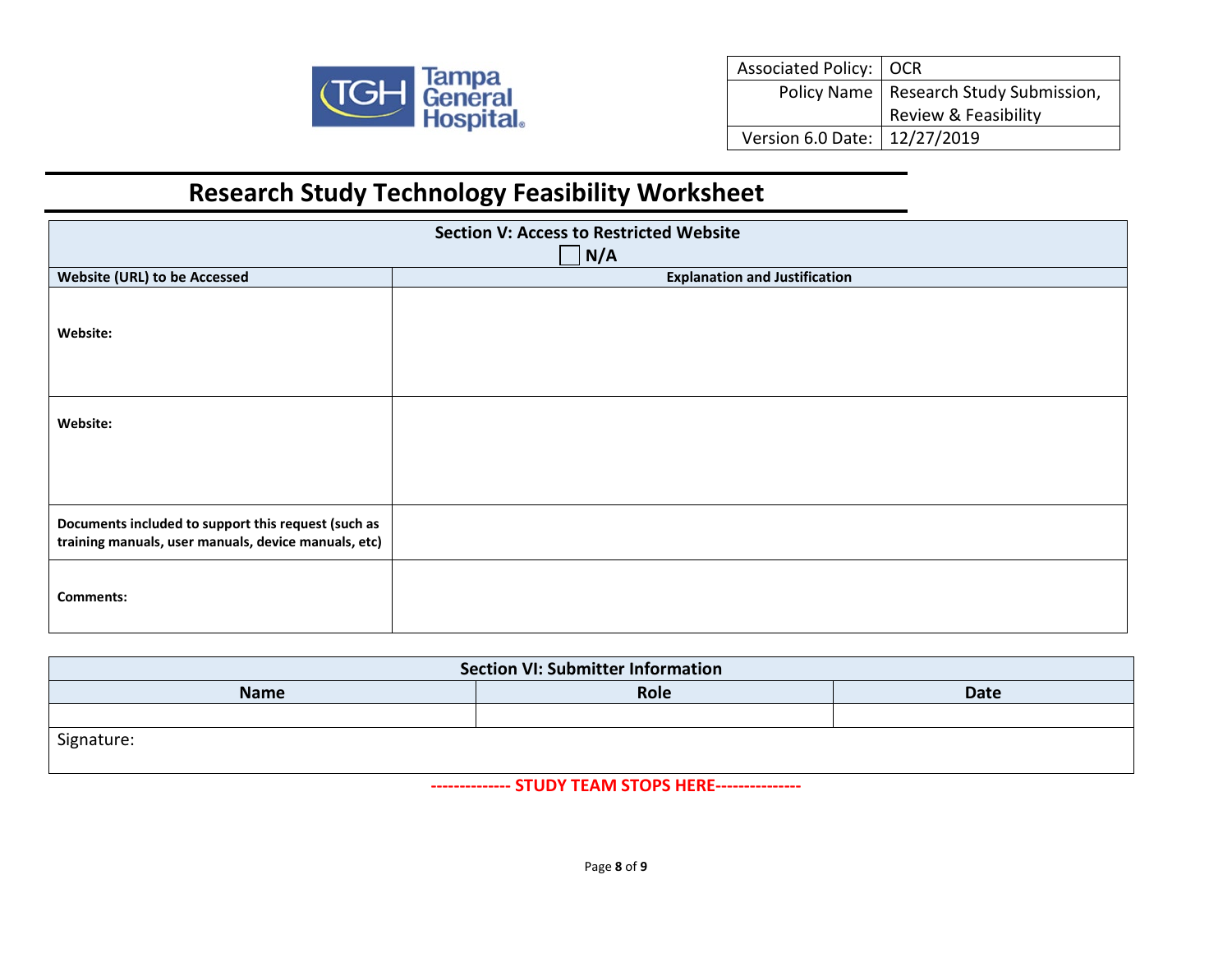| Associated Policy: | OCR |
|---|---|
| Policy Name | Research Study Submission, Review & Feasibility |
| Version 6.0 Date: | 12/27/2019 |

# Research Study Technology Feasibility Worksheet

| **Section V: Access to Restricted Website** ☐ **N/A** | |
|---|---|
| **Website (URL) to be Accessed** | **Explanation and Justification** |
| **Website:** | |
| **Website:** | |
| **Documents included to support this request (such as training manuals, user manuals, device manuals, etc)** | |
| **Comments:** | |

| **Section VI: Submitter Information** | | |
|---|---|---|
| **Name** | **Role** | **Date** |
| | | |
| Signature: | | |

**------------- STUDY TEAM STOPS HERE--------------**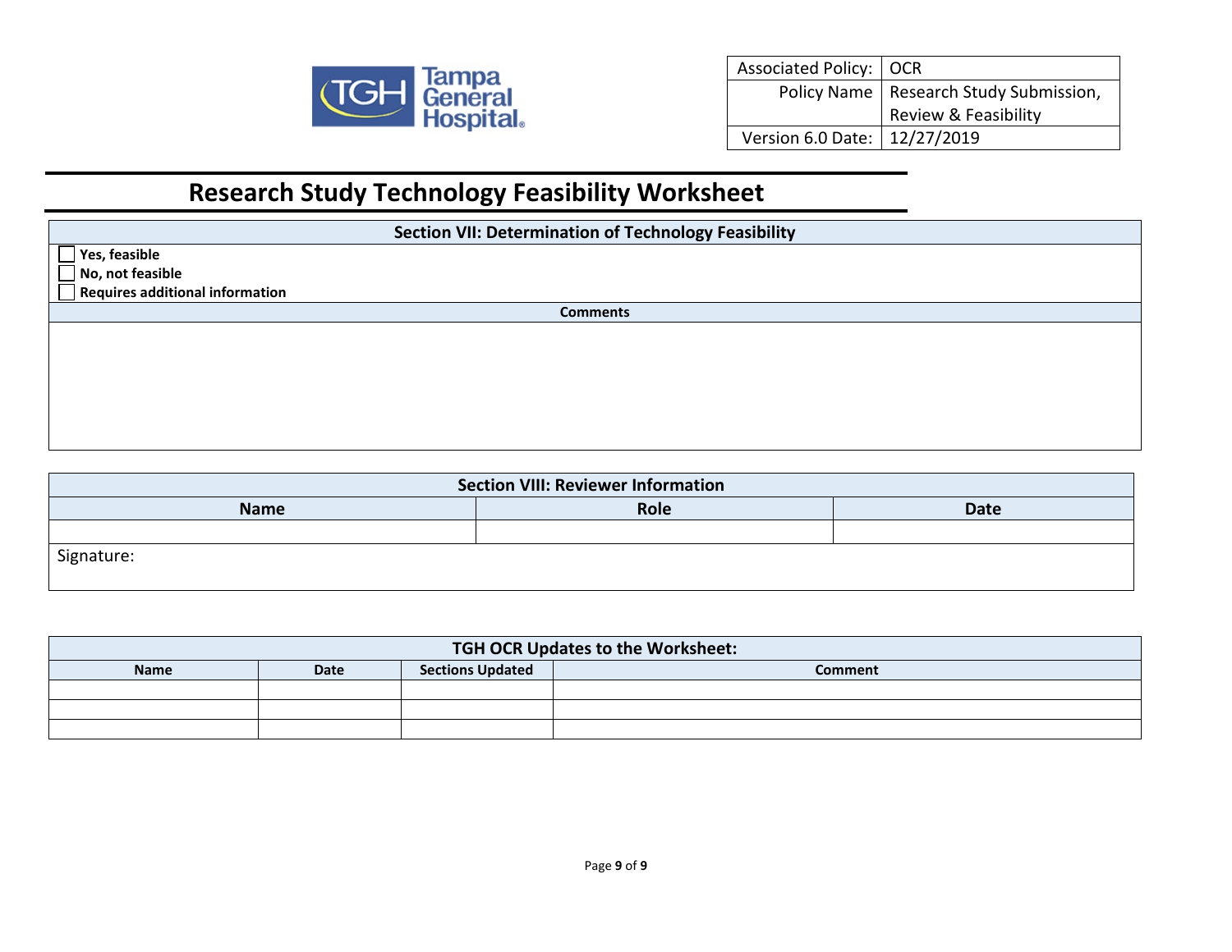| | |
|---|---|
| Associated Policy: | OCR |
| Policy Name | Research Study Submission, Review & Feasibility |
| Version 6.0 Date: | 12/27/2019 |

# Research Study Technology Feasibility Worksheet

| Section VII: Determination of Technology Feasibility |
|---|
| ☐ **Yes, feasible**<br>☐ **No, not feasible**<br>☐ **Requires additional information** |
| **Comments** |
| |

| Section VIII: Reviewer Information | | |
|---|---|---|
| **Name** | **Role** | **Date** |
| | | |
| Signature: | | |

| TGH OCR Updates to the Worksheet: | | | |
|---|---|---|---|
| **Name** | **Date** | **Sections Updated** | **Comment** |
| | | | |
| | | | |
| | | | |